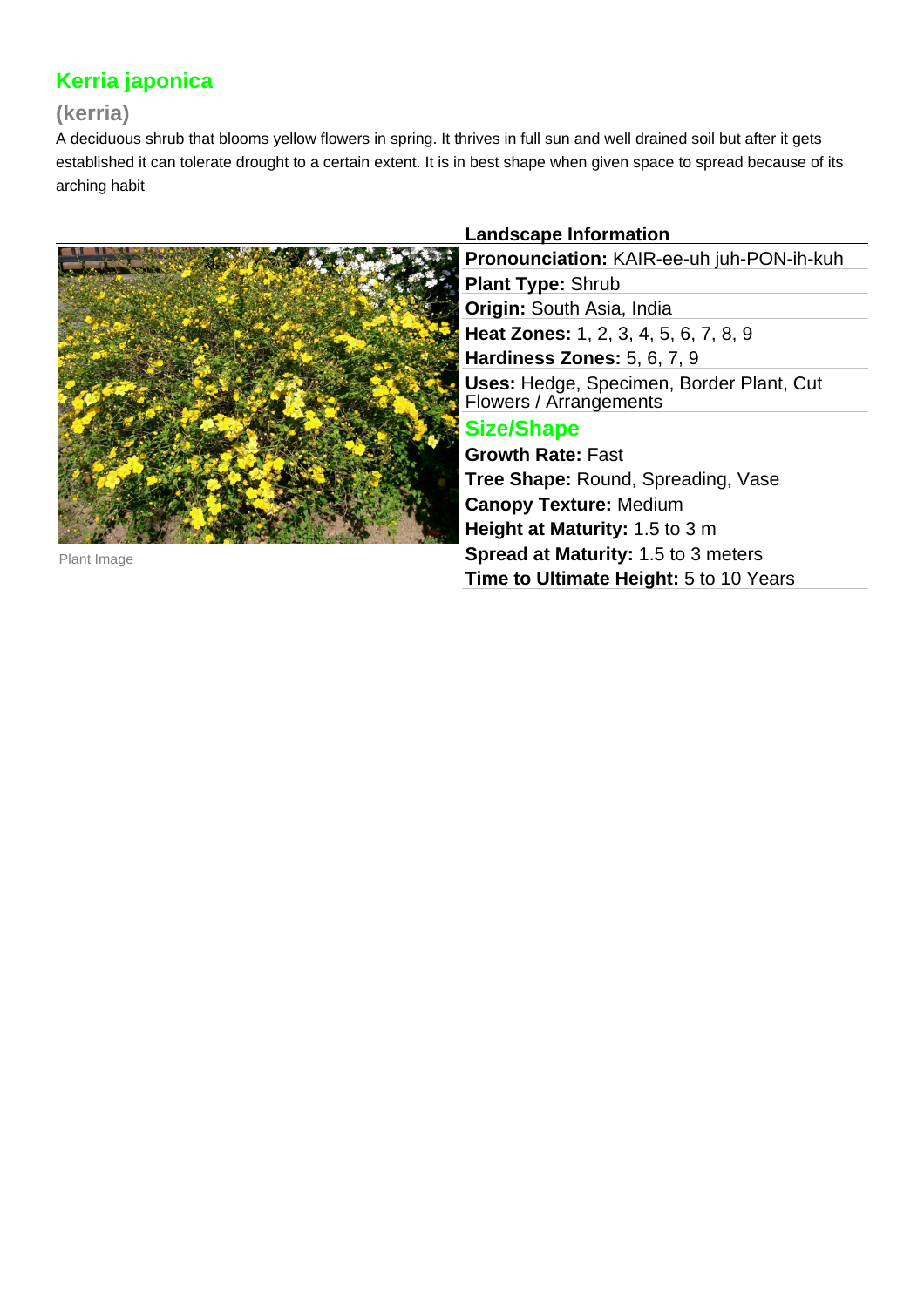# Kerria japonica

## (kerria)

A deciduous shrub that blooms yellow flowers in spring. It thrives in full sun and well drained soil but after it gets established it can tolerate drought to a certain extent. It is in best shape when given space to spread because of its arching habit

Plant Image

### Landscape Information

**Pronounciation:** KAIR-ee-uh juh-PON-ih-kuh

**Plant Type:** Shrub

**Origin:** South Asia, India

**Heat Zones:** 1, 2, 3, 4, 5, 6, 7, 8, 9

**Hardiness Zones:** 5, 6, 7, 9

**Uses:** Hedge, Specimen, Border Plant, Cut Flowers / Arrangements

### Size/Shape

**Growth Rate:** Fast

**Tree Shape:** Round, Spreading, Vase

**Canopy Texture:** Medium

**Height at Maturity:** 1.5 to 3 m

**Spread at Maturity:** 1.5 to 3 meters

**Time to Ultimate Height:** 5 to 10 Years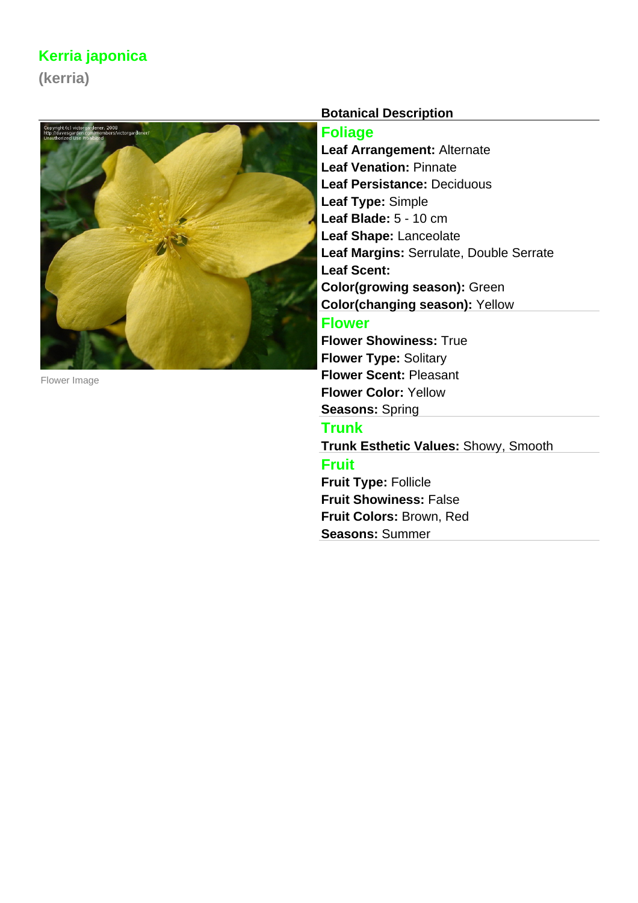# Kerria japonica

**(kerria)**

Flower Image

## Botanical Description

### Foliage

**Leaf Arrangement:** Alternate
**Leaf Venation:** Pinnate
**Leaf Persistance:** Deciduous
**Leaf Type:** Simple
**Leaf Blade:** 5 - 10 cm
**Leaf Shape:** Lanceolate
**Leaf Margins:** Serrulate, Double Serrate
**Leaf Scent:**
**Color(growing season):** Green
**Color(changing season):** Yellow

### Flower

**Flower Showiness:** True
**Flower Type:** Solitary
**Flower Scent:** Pleasant
**Flower Color:** Yellow
**Seasons:** Spring

### Trunk

**Trunk Esthetic Values:** Showy, Smooth

### Fruit

**Fruit Type:** Follicle
**Fruit Showiness:** False
**Fruit Colors:** Brown, Red
**Seasons:** Summer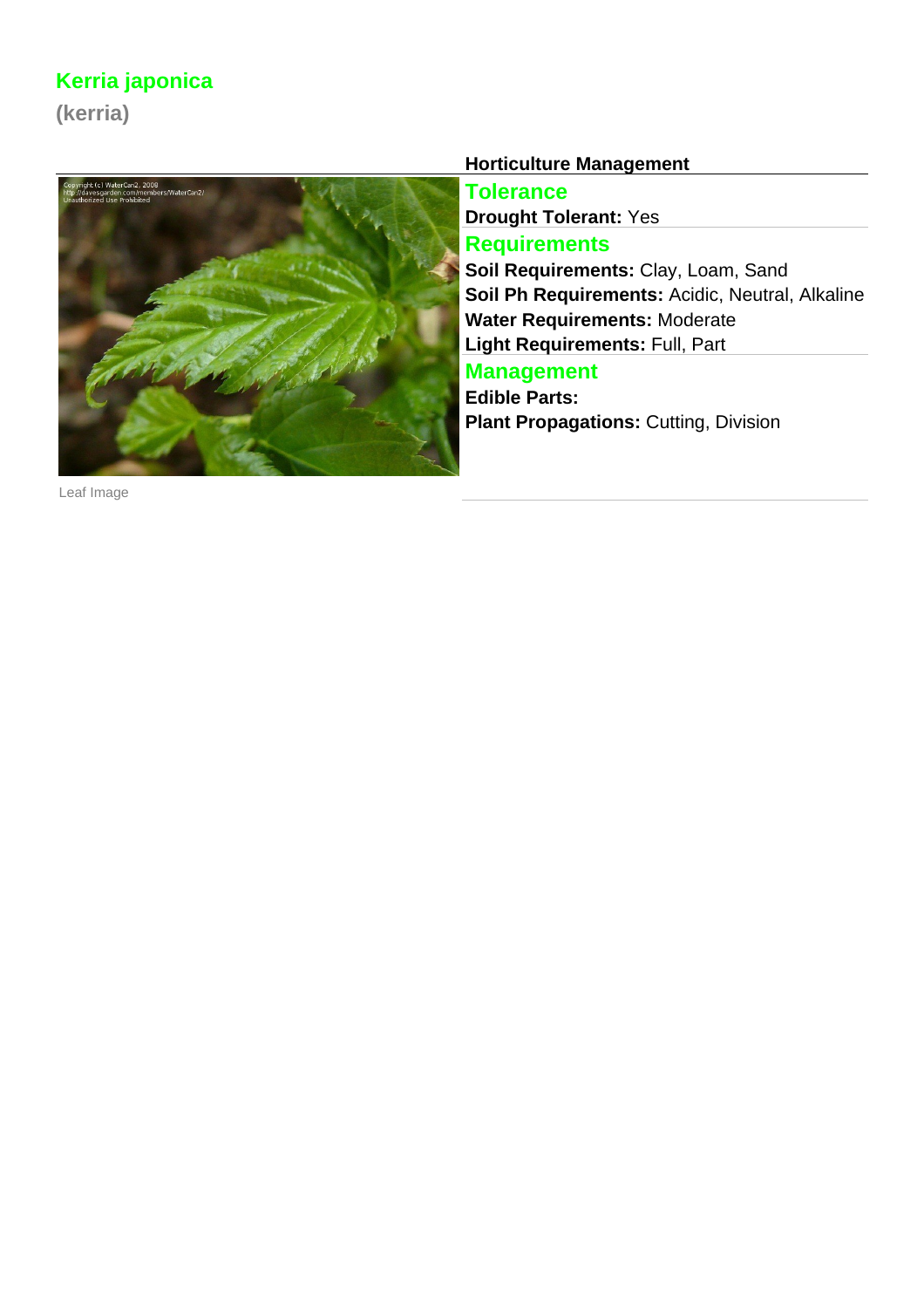## Kerria japonica

**(kerria)**

Leaf Image

### Horticulture Management

#### Tolerance

**Drought Tolerant:** Yes

#### Requirements

**Soil Requirements:** Clay, Loam, Sand

**Soil Ph Requirements:** Acidic, Neutral, Alkaline

**Water Requirements:** Moderate

**Light Requirements:** Full, Part

#### Management

**Edible Parts:**

**Plant Propagations:** Cutting, Division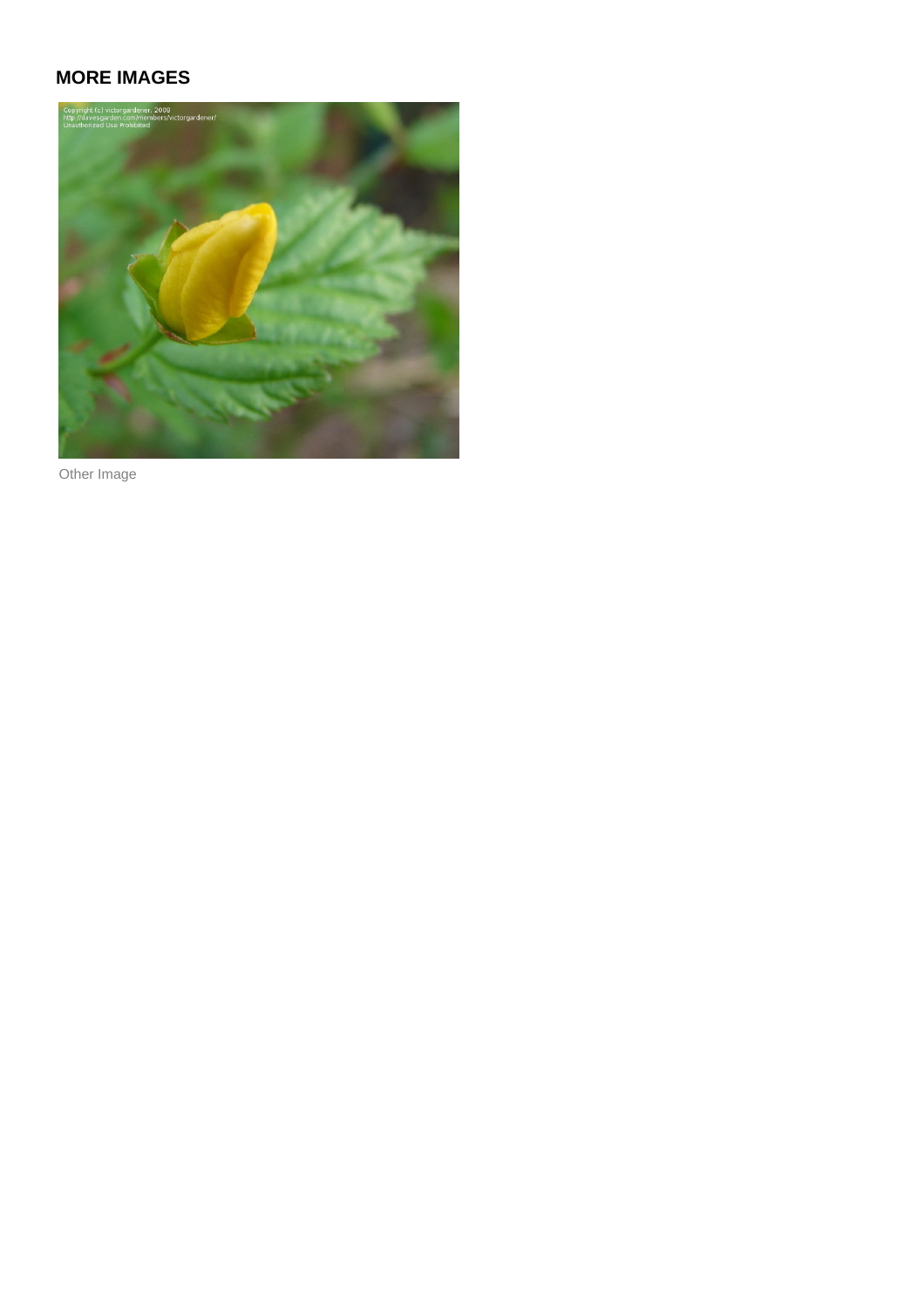## MORE IMAGES

Other Image